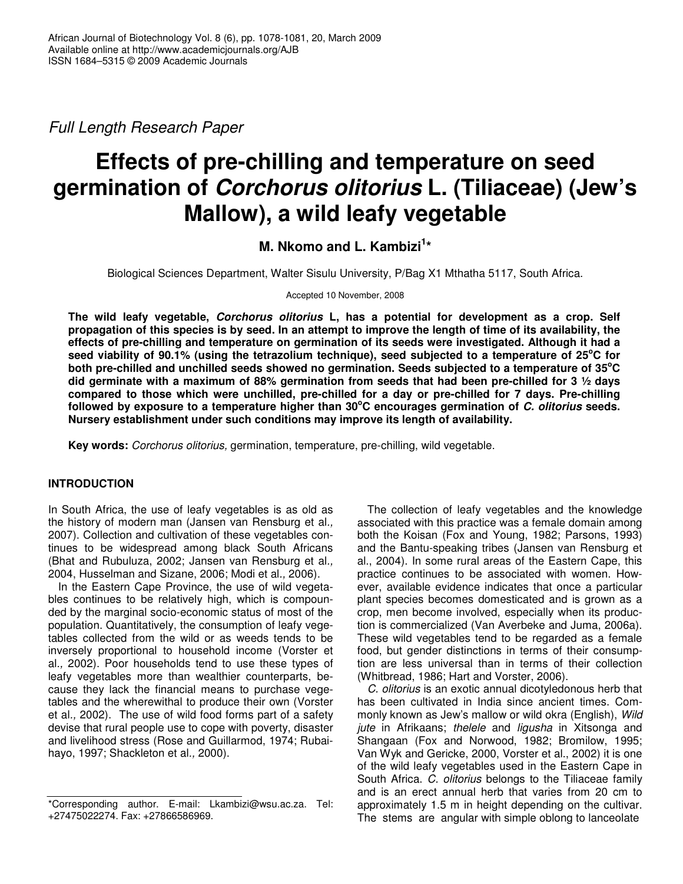Full Length Research Paper

# Effects of pre-chilling and temperature on seed germination of *Corchorus olitorius* L. (Tiliaceae) (Jew's Mallow), a wild leafy vegetable

**M. Nkomo and L. Kambizi[1]\***

Biological Sciences Department, Walter Sisulu University, P/Bag X1 Mthatha 5117, South Africa.

Accepted 10 November, 2008

**The wild leafy vegetable, *Corchorus olitorius* L, has a potential for development as a crop. Self propagation of this species is by seed. In an attempt to improve the length of time of its availability, the effects of pre-chilling and temperature on germination of its seeds were investigated. Although it had a seed viability of 90.1% (using the tetrazolium technique), seed subjected to a temperature of 25°C for both pre-chilled and unchilled seeds showed no germination. Seeds subjected to a temperature of 35°C did germinate with a maximum of 88% germination from seeds that had been pre-chilled for 3 ½ days compared to those which were unchilled, pre-chilled for a day or pre-chilled for 7 days. Pre-chilling followed by exposure to a temperature higher than 30°C encourages germination of *C. olitorius* seeds. Nursery establishment under such conditions may improve its length of availability.**

**Key words:** *Corchorus olitorius,* germination, temperature, pre-chilling, wild vegetable.

## INTRODUCTION

In South Africa, the use of leafy vegetables is as old as the history of modern man (Jansen van Rensburg et al*.,* 2007). Collection and cultivation of these vegetables continues to be widespread among black South Africans (Bhat and Rubuluza, 2002; Jansen van Rensburg et al*.,* 2004, Husselman and Sizane, 2006; Modi et al*.,* 2006).

In the Eastern Cape Province, the use of wild vegetables continues to be relatively high, which is compounded by the marginal socio-economic status of most of the population. Quantitatively, the consumption of leafy vegetables collected from the wild or as weeds tends to be inversely proportional to household income (Vorster et al., 2002). Poor households tend to use these types of leafy vegetables more than wealthier counterparts, because they lack the financial means to purchase vegetables and the wherewithal to produce their own (Vorster et al*.,* 2002). The use of wild food forms part of a safety devise that rural people use to cope with poverty, disaster and livelihood stress (Rose and Guillarmod, 1974; Rubaihayo, 1997; Shackleton et al*.,* 2000).

The collection of leafy vegetables and the knowledge associated with this practice was a female domain among both the Koisan (Fox and Young, 1982; Parsons, 1993) and the Bantu-speaking tribes (Jansen van Rensburg et al., 2004). In some rural areas of the Eastern Cape, this practice continues to be associated with women. However, available evidence indicates that once a particular plant species becomes domesticated and is grown as a crop, men become involved, especially when its production is commercialized (Van Averbeke and Juma, 2006a). These wild vegetables tend to be regarded as a female food, but gender distinctions in terms of their consumption are less universal than in terms of their collection (Whitbread, 1986; Hart and Vorster, 2006).

*C. olitorius* is an exotic annual dicotyledonous herb that has been cultivated in India since ancient times. Commonly known as Jew's mallow or wild okra (English), *Wild jute* in Afrikaans; *thelele* and *ligusha* in Xitsonga and Shangaan (Fox and Norwood, 1982; Bromilow, 1995; Van Wyk and Gericke, 2000, Vorster et al., 2002) it is one of the wild leafy vegetables used in the Eastern Cape in South Africa. *C. olitorius* belongs to the Tiliaceae family and is an erect annual herb that varies from 20 cm to approximately 1.5 m in height depending on the cultivar. The stems are angular with simple oblong to lanceolate

\*Corresponding author. E-mail: Lkambizi@wsu.ac.za. Tel: +27475022274. Fax: +27866586969.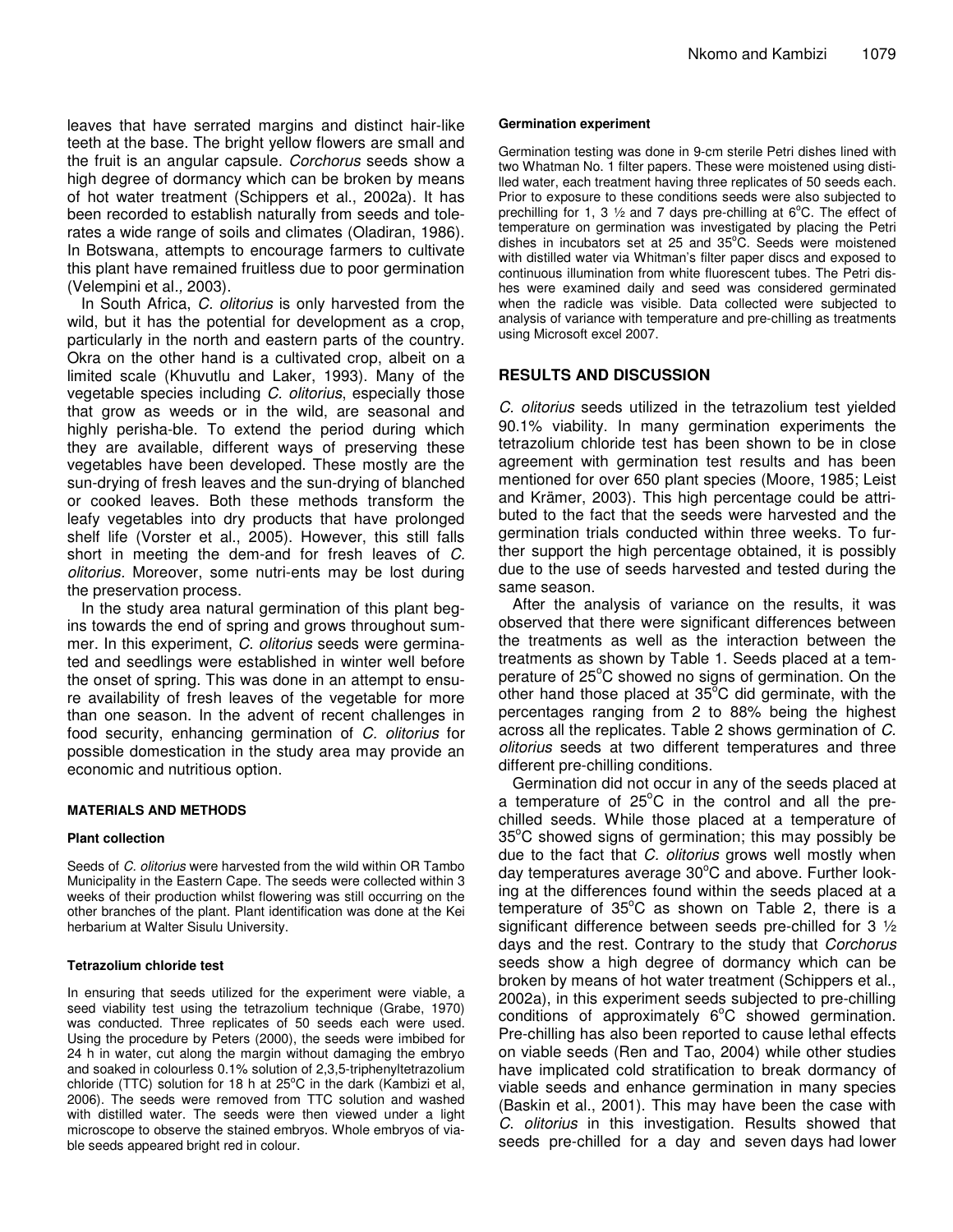leaves that have serrated margins and distinct hair-like teeth at the base. The bright yellow flowers are small and the fruit is an angular capsule. *Corchorus* seeds show a high degree of dormancy which can be broken by means of hot water treatment (Schippers et al., 2002a). It has been recorded to establish naturally from seeds and tolerates a wide range of soils and climates (Oladiran, 1986). In Botswana, attempts to encourage farmers to cultivate this plant have remained fruitless due to poor germination (Velempini et al*.,* 2003).

In South Africa, *C. olitorius* is only harvested from the wild, but it has the potential for development as a crop, particularly in the north and eastern parts of the country. Okra on the other hand is a cultivated crop, albeit on a limited scale (Khuvutlu and Laker, 1993). Many of the vegetable species including *C. olitorius*, especially those that grow as weeds or in the wild, are seasonal and highly perisha-ble. To extend the period during which they are available, different ways of preserving these vegetables have been developed. These mostly are the sun-drying of fresh leaves and the sun-drying of blanched or cooked leaves. Both these methods transform the leafy vegetables into dry products that have prolonged shelf life (Vorster et al., 2005). However, this still falls short in meeting the dem-and for fresh leaves of *C. olitorius.* Moreover, some nutri-ents may be lost during the preservation process.

In the study area natural germination of this plant begins towards the end of spring and grows throughout summer. In this experiment, *C. olitorius* seeds were germinated and seedlings were established in winter well before the onset of spring. This was done in an attempt to ensure availability of fresh leaves of the vegetable for more than one season. In the advent of recent challenges in food security, enhancing germination of *C. olitorius* for possible domestication in the study area may provide an economic and nutritious option.

## MATERIALS AND METHODS

### Plant collection

Seeds of *C. olitorius* were harvested from the wild within OR Tambo Municipality in the Eastern Cape. The seeds were collected within 3 weeks of their production whilst flowering was still occurring on the other branches of the plant. Plant identification was done at the Kei herbarium at Walter Sisulu University.

### Tetrazolium chloride test

In ensuring that seeds utilized for the experiment were viable, a seed viability test using the tetrazolium technique (Grabe, 1970) was conducted. Three replicates of 50 seeds each were used. Using the procedure by Peters (2000), the seeds were imbibed for 24 h in water, cut along the margin without damaging the embryo and soaked in colourless 0.1% solution of 2,3,5-triphenyltetrazolium chloride (TTC) solution for 18 h at 25°C in the dark (Kambizi et al, 2006). The seeds were removed from TTC solution and washed with distilled water. The seeds were then viewed under a light microscope to observe the stained embryos. Whole embryos of viable seeds appeared bright red in colour.

### Germination experiment

Germination testing was done in 9-cm sterile Petri dishes lined with two Whatman No. 1 filter papers. These were moistened using distilled water, each treatment having three replicates of 50 seeds each. Prior to exposure to these conditions seeds were also subjected to prechilling for 1, 3 ½ and 7 days pre-chilling at 6°C. The effect of temperature on germination was investigated by placing the Petri dishes in incubators set at 25 and 35°C. Seeds were moistened with distilled water via Whitman's filter paper discs and exposed to continuous illumination from white fluorescent tubes. The Petri dishes were examined daily and seed was considered germinated when the radicle was visible. Data collected were subjected to analysis of variance with temperature and pre-chilling as treatments using Microsoft excel 2007.

## RESULTS AND DISCUSSION

*C. olitorius* seeds utilized in the tetrazolium test yielded 90.1% viability. In many germination experiments the tetrazolium chloride test has been shown to be in close agreement with germination test results and has been mentioned for over 650 plant species (Moore, 1985; Leist and Krämer, 2003). This high percentage could be attributed to the fact that the seeds were harvested and the germination trials conducted within three weeks. To further support the high percentage obtained, it is possibly due to the use of seeds harvested and tested during the same season.

After the analysis of variance on the results, it was observed that there were significant differences between the treatments as well as the interaction between the treatments as shown by Table 1. Seeds placed at a temperature of 25°C showed no signs of germination. On the other hand those placed at 35°C did germinate, with the percentages ranging from 2 to 88% being the highest across all the replicates. Table 2 shows germination of *C. olitorius* seeds at two different temperatures and three different pre-chilling conditions.

Germination did not occur in any of the seeds placed at a temperature of 25°C in the control and all the pre-chilled seeds. While those placed at a temperature of 35°C showed signs of germination; this may possibly be due to the fact that *C. olitorius* grows well mostly when day temperatures average 30°C and above. Further looking at the differences found within the seeds placed at a temperature of 35°C as shown on Table 2, there is a significant difference between seeds pre-chilled for 3 ½ days and the rest. Contrary to the study that *Corchorus* seeds show a high degree of dormancy which can be broken by means of hot water treatment (Schippers et al., 2002a), in this experiment seeds subjected to pre-chilling conditions of approximately 6°C showed germination. Pre-chilling has also been reported to cause lethal effects on viable seeds (Ren and Tao, 2004) while other studies have implicated cold stratification to break dormancy of viable seeds and enhance germination in many species (Baskin et al., 2001). This may have been the case with *C. olitorius* in this investigation. Results showed that seeds pre-chilled for a day and seven days had lower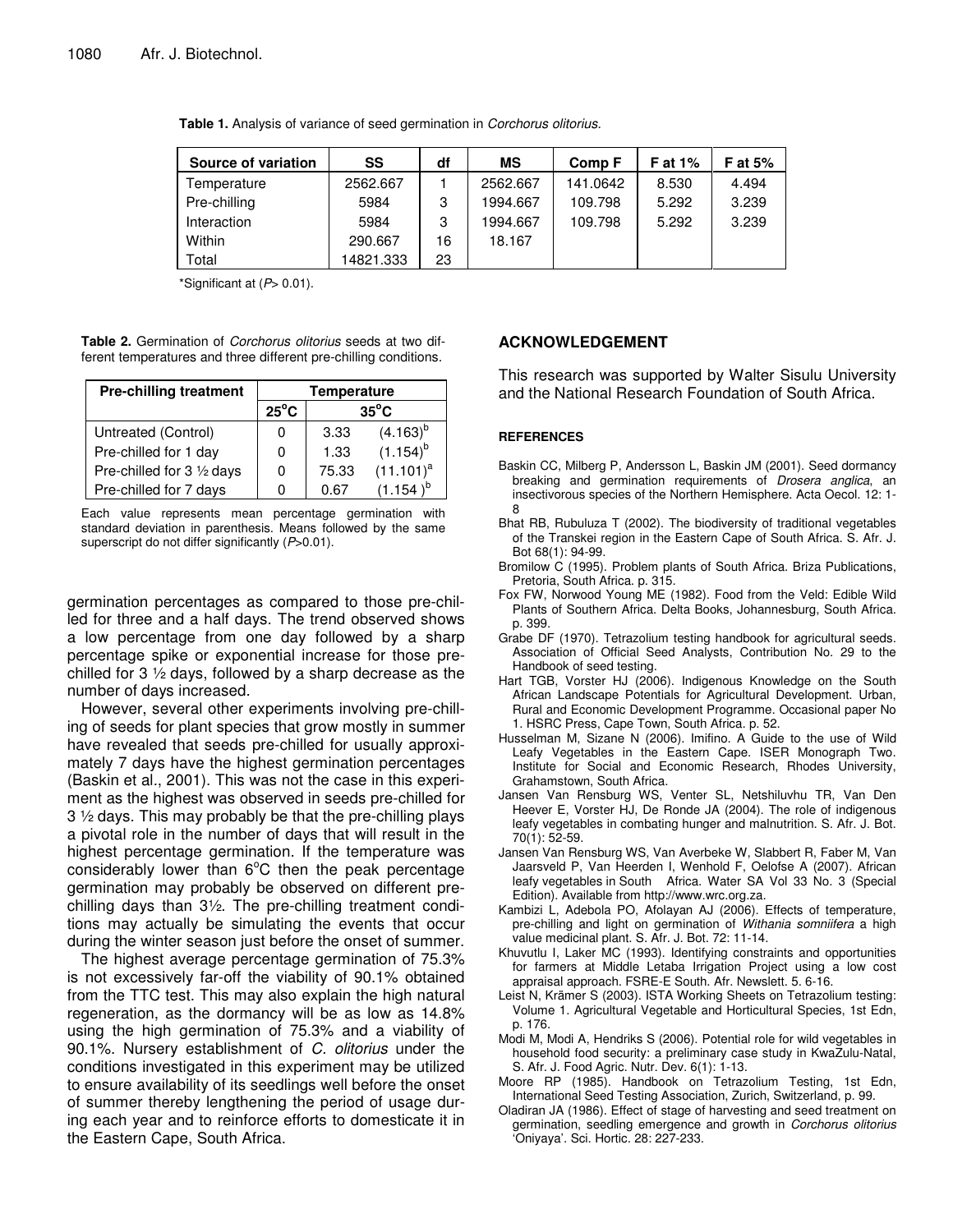**Table 1.** Analysis of variance of seed germination in *Corchorus olitorius.*

| Source of variation | SS | df | MS | Comp F | F at 1% | F at 5% |
|---|---|---|---|---|---|---|
| Temperature | 2562.667 | 1 | 2562.667 | 141.0642 | 8.530 | 4.494 |
| Pre-chilling | 5984 | 3 | 1994.667 | 109.798 | 5.292 | 3.239 |
| Interaction | 5984 | 3 | 1994.667 | 109.798 | 5.292 | 3.239 |
| Within | 290.667 | 16 | 18.167 | | | |
| Total | 14821.333 | 23 | | | | |

*Significant at ($P$> 0.01).

**Table 2.** Germination of *Corchorus olitorius* seeds at two different temperatures and three different pre-chilling conditions.

| Pre-chilling treatment | Temperature | | |
|---|---|---|---|
| | 25°C | 35°C | |
| Untreated (Control) | 0 | 3.33 | $(4.163)^b$ |
| Pre-chilled for 1 day | 0 | 1.33 | $(1.154)^b$ |
| Pre-chilled for 3 ½ days | 0 | 75.33 | $(11.101)^a$ |
| Pre-chilled for 7 days | 0 | 0.67 | $(1.154)^b$ |

Each value represents mean percentage germination with standard deviation in parenthesis. Means followed by the same superscript do not differ significantly ($P$>0.01).

germination percentages as compared to those pre-chilled for three and a half days. The trend observed shows a low percentage from one day followed by a sharp percentage spike or exponential increase for those pre-chilled for 3 ½ days, followed by a sharp decrease as the number of days increased.

However, several other experiments involving pre-chilling of seeds for plant species that grow mostly in summer have revealed that seeds pre-chilled for usually approximately 7 days have the highest germination percentages (Baskin et al., 2001). This was not the case in this experiment as the highest was observed in seeds pre-chilled for 3 ½ days. This may probably be that the pre-chilling plays a pivotal role in the number of days that will result in the highest percentage germination. If the temperature was considerably lower than 6°C then the peak percentage germination may probably be observed on different pre-chilling days than 3½. The pre-chilling treatment conditions may actually be simulating the events that occur during the winter season just before the onset of summer.

The highest average percentage germination of 75.3% is not excessively far-off the viability of 90.1% obtained from the TTC test. This may also explain the high natural regeneration, as the dormancy will be as low as 14.8% using the high germination of 75.3% and a viability of 90.1%. Nursery establishment of *C. olitorius* under the conditions investigated in this experiment may be utilized to ensure availability of its seedlings well before the onset of summer thereby lengthening the period of usage during each year and to reinforce efforts to domesticate it in the Eastern Cape, South Africa.

## ACKNOWLEDGEMENT

This research was supported by Walter Sisulu University and the National Research Foundation of South Africa.

## REFERENCES

Baskin CC, Milberg P, Andersson L, Baskin JM (2001). Seed dormancy breaking and germination requirements of *Drosera anglica*, an insectivorous species of the Northern Hemisphere. Acta Oecol. 12: 1-8

Bhat RB, Rubuluza T (2002). The biodiversity of traditional vegetables of the Transkei region in the Eastern Cape of South Africa. S. Afr. J. Bot 68(1): 94-99.

Bromilow C (1995). Problem plants of South Africa. Briza Publications, Pretoria, South Africa. p. 315.

Fox FW, Norwood Young ME (1982). Food from the Veld: Edible Wild Plants of Southern Africa. Delta Books, Johannesburg, South Africa. p. 399.

Grabe DF (1970). Tetrazolium testing handbook for agricultural seeds. Association of Official Seed Analysts, Contribution No. 29 to the Handbook of seed testing.

Hart TGB, Vorster HJ (2006). Indigenous Knowledge on the South African Landscape Potentials for Agricultural Development. Urban, Rural and Economic Development Programme. Occasional paper No 1. HSRC Press, Cape Town, South Africa. p. 52.

Husselman M, Sizane N (2006). Imifino. A Guide to the use of Wild Leafy Vegetables in the Eastern Cape. ISER Monograph Two. Institute for Social and Economic Research, Rhodes University, Grahamstown, South Africa.

Jansen Van Rensburg WS, Venter SL, Netshiluvhu TR, Van Den Heever E, Vorster HJ, De Ronde JA (2004). The role of indigenous leafy vegetables in combating hunger and malnutrition. S. Afr. J. Bot. 70(1): 52-59.

Jansen Van Rensburg WS, Van Averbeke W, Slabbert R, Faber M, Van Jaarsveld P, Van Heerden I, Wenhold F, Oelofse A (2007). African leafy vegetables in South Africa. Water SA Vol 33 No. 3 (Special Edition). Available from http://www.wrc.org.za.

Kambizi L, Adebola PO, Afolayan AJ (2006). Effects of temperature, pre-chilling and light on germination of *Withania somniifera* a high value medicinal plant. S. Afr. J. Bot. 72: 11-14.

Khuvutlu I, Laker MC (1993). Identifying constraints and opportunities for farmers at Middle Letaba Irrigation Project using a low cost appraisal approach. FSRE-E South. Afr. Newslett. 5. 6-16.

Leist N, Krämer S (2003). ISTA Working Sheets on Tetrazolium testing: Volume 1. Agricultural Vegetable and Horticultural Species, 1st Edn, p. 176.

Modi M, Modi A, Hendriks S (2006). Potential role for wild vegetables in household food security: a preliminary case study in KwaZulu-Natal, S. Afr. J. Food Agric. Nutr. Dev. 6(1): 1-13.

Moore RP (1985). Handbook on Tetrazolium Testing, 1st Edn, International Seed Testing Association, Zurich, Switzerland, p. 99.

Oladiran JA (1986). Effect of stage of harvesting and seed treatment on germination, seedling emergence and growth in *Corchorus olitorius* 'Oniyaya'. Sci. Hortic. 28: 227-233.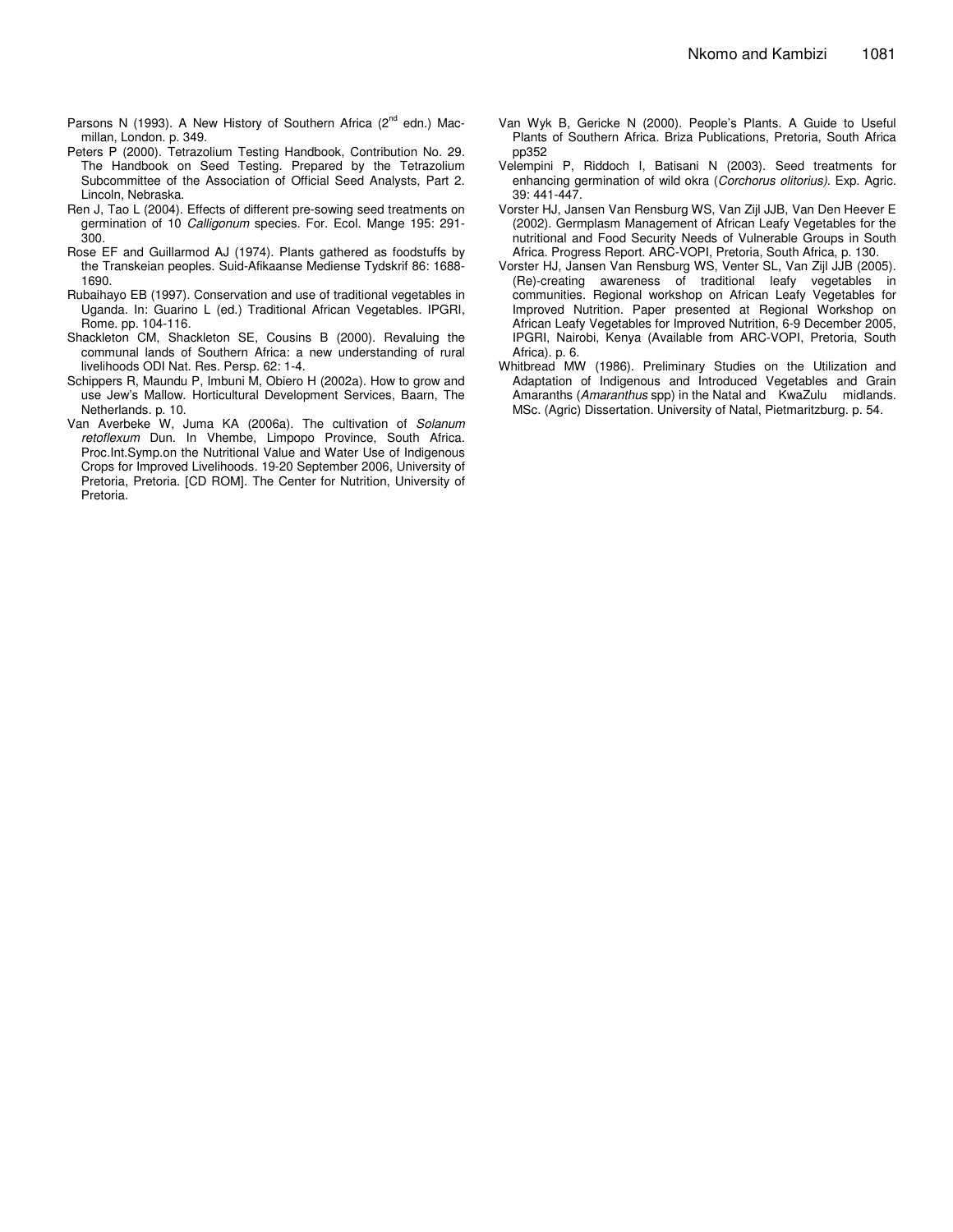Parsons N (1993). A New History of Southern Africa (2nd edn.) Macmillan, London. p. 349.

Peters P (2000). Tetrazolium Testing Handbook, Contribution No. 29. The Handbook on Seed Testing. Prepared by the Tetrazolium Subcommittee of the Association of Official Seed Analysts, Part 2. Lincoln, Nebraska.

Ren J, Tao L (2004). Effects of different pre-sowing seed treatments on germination of 10 *Calligonum* species. For. Ecol. Mange 195: 291-300.

Rose EF and Guillarmod AJ (1974). Plants gathered as foodstuffs by the Transkeian peoples. Suid-Afikaanse Mediense Tydskrif 86: 1688-1690.

Rubaihayo EB (1997). Conservation and use of traditional vegetables in Uganda. In: Guarino L (ed.) Traditional African Vegetables. IPGRI, Rome. pp. 104-116.

Shackleton CM, Shackleton SE, Cousins B (2000). Revaluing the communal lands of Southern Africa: a new understanding of rural livelihoods ODI Nat. Res. Persp. 62: 1-4.

Schippers R, Maundu P, Imbuni M, Obiero H (2002a). How to grow and use Jew's Mallow. Horticultural Development Services, Baarn, The Netherlands. p. 10.

Van Averbeke W, Juma KA (2006a). The cultivation of *Solanum retoflexum* Dun. In Vhembe, Limpopo Province, South Africa. Proc.Int.Symp.on the Nutritional Value and Water Use of Indigenous Crops for Improved Livelihoods. 19-20 September 2006, University of Pretoria, Pretoria. [CD ROM]. The Center for Nutrition, University of Pretoria.

Van Wyk B, Gericke N (2000). People's Plants. A Guide to Useful Plants of Southern Africa. Briza Publications, Pretoria, South Africa pp352

Velempini P, Riddoch I, Batisani N (2003). Seed treatments for enhancing germination of wild okra (*Corchorus olitorius)*. Exp. Agric. 39: 441-447.

Vorster HJ, Jansen Van Rensburg WS, Van Zijl JJB, Van Den Heever E (2002). Germplasm Management of African Leafy Vegetables for the nutritional and Food Security Needs of Vulnerable Groups in South Africa. Progress Report. ARC-VOPI, Pretoria, South Africa, p. 130.

Vorster HJ, Jansen Van Rensburg WS, Venter SL, Van Zijl JJB (2005). (Re)-creating awareness of traditional leafy vegetables in communities. Regional workshop on African Leafy Vegetables for Improved Nutrition. Paper presented at Regional Workshop on African Leafy Vegetables for Improved Nutrition, 6-9 December 2005, IPGRI, Nairobi, Kenya (Available from ARC-VOPI, Pretoria, South Africa). p. 6.

Whitbread MW (1986). Preliminary Studies on the Utilization and Adaptation of Indigenous and Introduced Vegetables and Grain Amaranths (*Amaranthus* spp) in the Natal and KwaZulu midlands. MSc. (Agric) Dissertation. University of Natal, Pietmaritzburg. p. 54.